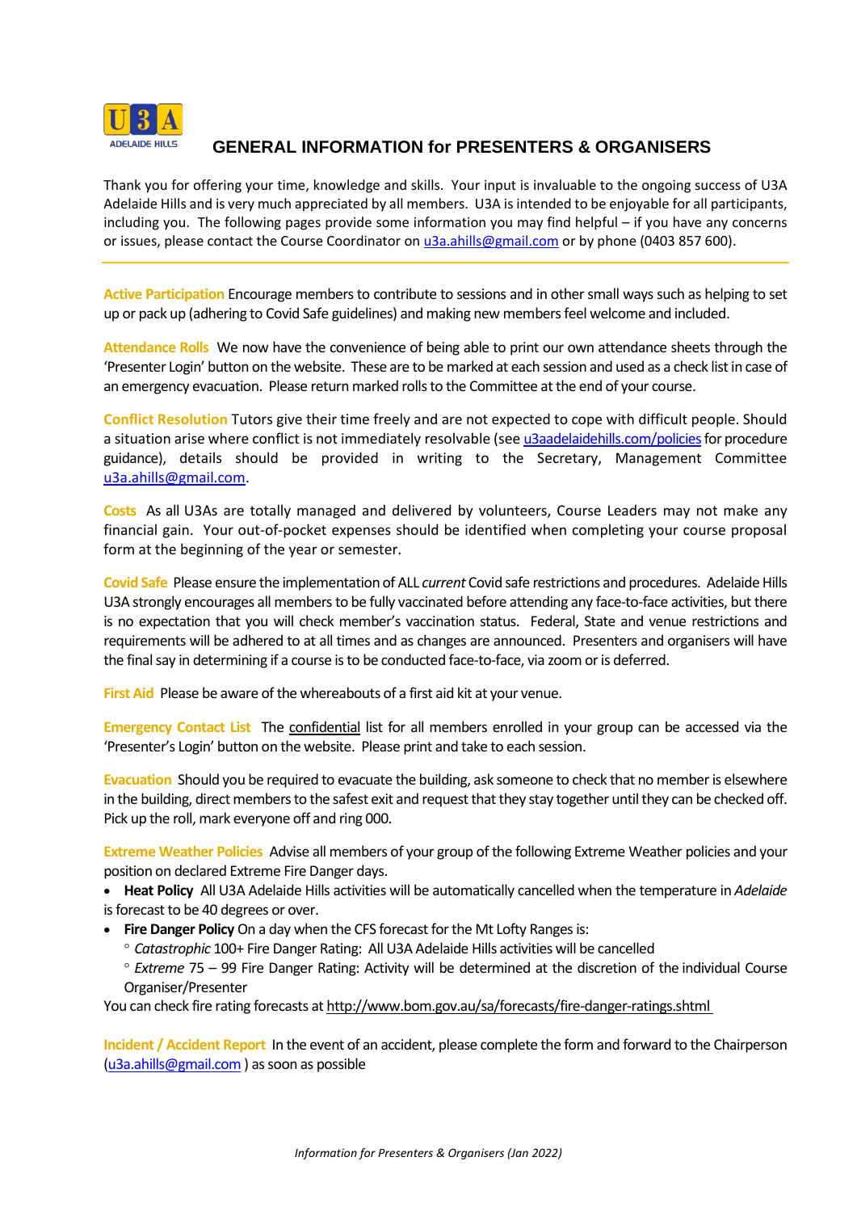# GENERAL INFORMATION for PRESENTERS & ORGANISERS

Thank you for offering your time, knowledge and skills. Your input is invaluable to the ongoing success of U3A Adelaide Hills and is very much appreciated by all members. U3A is intended to be enjoyable for all participants, including you. The following pages provide some information you may find helpful – if you have any concerns or issues, please contact the Course Coordinator on u3a.ahills@gmail.com or by phone (0403 857 600).

---

**Active Participation** Encourage members to contribute to sessions and in other small ways such as helping to set up or pack up (adhering to Covid Safe guidelines) and making new members feel welcome and included.

**Attendance Rolls** We now have the convenience of being able to print our own attendance sheets through the 'Presenter Login' button on the website. These are to be marked at each session and used as a check list in case of an emergency evacuation. Please return marked rolls to the Committee at the end of your course.

**Conflict Resolution** Tutors give their time freely and are not expected to cope with difficult people. Should a situation arise where conflict is not immediately resolvable (see u3aadelaidehills.com/policies for procedure guidance), details should be provided in writing to the Secretary, Management Committee u3a.ahills@gmail.com.

**Costs** As all U3As are totally managed and delivered by volunteers, Course Leaders may not make any financial gain. Your out-of-pocket expenses should be identified when completing your course proposal form at the beginning of the year or semester.

**Covid Safe** Please ensure the implementation of ALL *current* Covid safe restrictions and procedures. Adelaide Hills U3A strongly encourages all members to be fully vaccinated before attending any face-to-face activities, but there is no expectation that you will check member's vaccination status. Federal, State and venue restrictions and requirements will be adhered to at all times and as changes are announced. Presenters and organisers will have the final say in determining if a course is to be conducted face-to-face, via zoom or is deferred.

**First Aid** Please be aware of the whereabouts of a first aid kit at your venue.

**Emergency Contact List** The confidential list for all members enrolled in your group can be accessed via the 'Presenter's Login' button on the website. Please print and take to each session.

**Evacuation** Should you be required to evacuate the building, ask someone to check that no member is elsewhere in the building, direct members to the safest exit and request that they stay together until they can be checked off. Pick up the roll, mark everyone off and ring 000.

**Extreme Weather Policies** Advise all members of your group of the following Extreme Weather policies and your position on declared Extreme Fire Danger days.

- **Heat Policy** All U3A Adelaide Hills activities will be automatically cancelled when the temperature in *Adelaide* is forecast to be 40 degrees or over.
- **Fire Danger Policy** On a day when the CFS forecast for the Mt Lofty Ranges is:
  - *Catastrophic* 100+ Fire Danger Rating: All U3A Adelaide Hills activities will be cancelled
  - *Extreme* 75 – 99 Fire Danger Rating: Activity will be determined at the discretion of the individual Course Organiser/Presenter

You can check fire rating forecasts at http://www.bom.gov.au/sa/forecasts/fire-danger-ratings.shtml

**Incident / Accident Report** In the event of an accident, please complete the form and forward to the Chairperson (u3a.ahills@gmail.com ) as soon as possible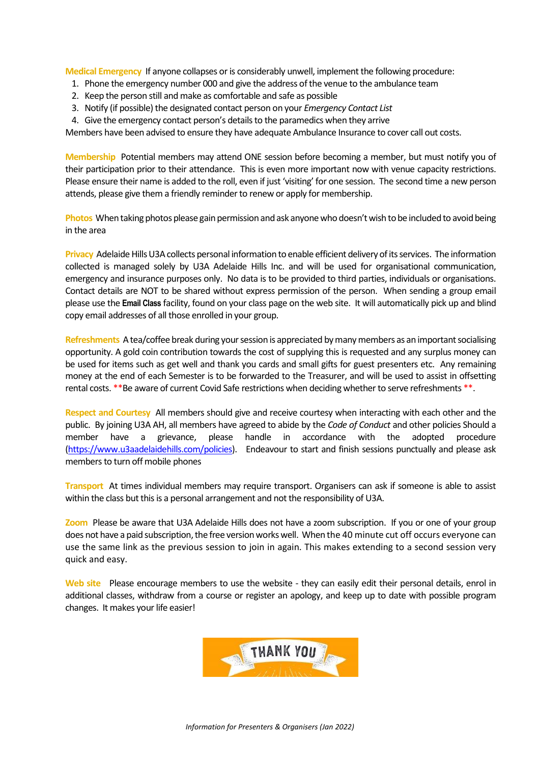**Medical Emergency** If anyone collapses or is considerably unwell, implement the following procedure:

1. Phone the emergency number 000 and give the address of the venue to the ambulance team
2. Keep the person still and make as comfortable and safe as possible
3. Notify (if possible) the designated contact person on your *Emergency Contact List*
4. Give the emergency contact person's details to the paramedics when they arrive

Members have been advised to ensure they have adequate Ambulance Insurance to cover call out costs.

**Membership** Potential members may attend ONE session before becoming a member, but must notify you of their participation prior to their attendance. This is even more important now with venue capacity restrictions. Please ensure their name is added to the roll, even if just 'visiting' for one session. The second time a new person attends, please give them a friendly reminder to renew or apply for membership.

**Photos** When taking photos please gain permission and ask anyone who doesn't wish to be included to avoid being in the area

**Privacy** Adelaide Hills U3A collects personal information to enable efficient delivery of its services. The information collected is managed solely by U3A Adelaide Hills Inc. and will be used for organisational communication, emergency and insurance purposes only. No data is to be provided to third parties, individuals or organisations. Contact details are NOT to be shared without express permission of the person. When sending a group email please use the **Email Class** facility, found on your class page on the web site. It will automatically pick up and blind copy email addresses of all those enrolled in your group.

**Refreshments** A tea/coffee break during your session is appreciated by many members as an important socialising opportunity. A gold coin contribution towards the cost of supplying this is requested and any surplus money can be used for items such as get well and thank you cards and small gifts for guest presenters etc. Any remaining money at the end of each Semester is to be forwarded to the Treasurer, and will be used to assist in offsetting rental costs. **Be aware of current Covid Safe restrictions when deciding whether to serve refreshments **.

**Respect and Courtesy** All members should give and receive courtesy when interacting with each other and the public. By joining U3A AH, all members have agreed to abide by the *Code of Conduct* and other policies Should a member have a grievance, please handle in accordance with the adopted procedure (https://www.u3aadelaidehills.com/policies). Endeavour to start and finish sessions punctually and please ask members to turn off mobile phones

**Transport** At times individual members may require transport. Organisers can ask if someone is able to assist within the class but this is a personal arrangement and not the responsibility of U3A.

**Zoom** Please be aware that U3A Adelaide Hills does not have a zoom subscription. If you or one of your group does not have a paid subscription, the free version works well. When the 40 minute cut off occurs everyone can use the same link as the previous session to join in again. This makes extending to a second session very quick and easy.

**Web site** Please encourage members to use the website - they can easily edit their personal details, enrol in additional classes, withdraw from a course or register an apology, and keep up to date with possible program changes. It makes your life easier!

THANK YOU

*Information for Presenters & Organisers (Jan 2022)*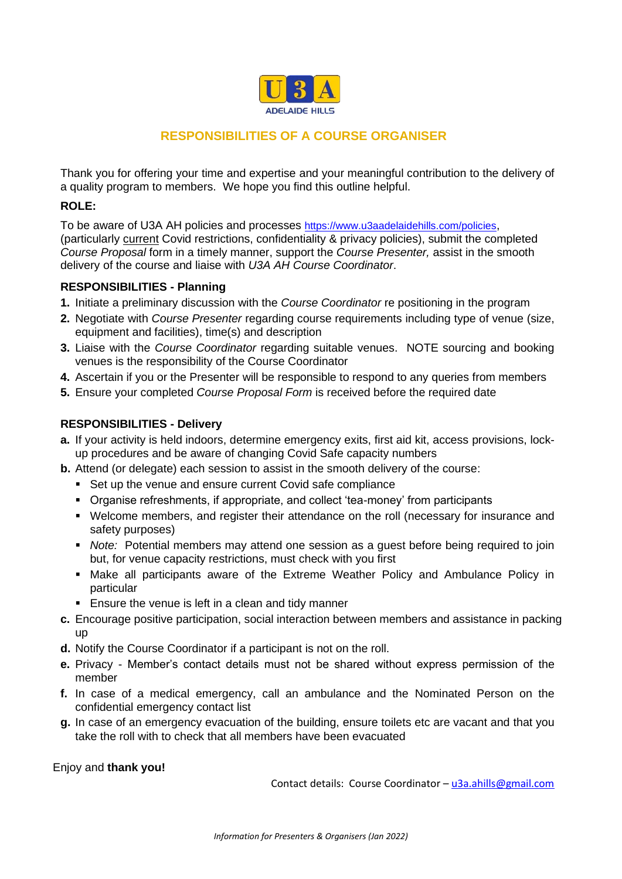U3A
ADELAIDE HILLS

## RESPONSIBILITIES OF A COURSE ORGANISER

Thank you for offering your time and expertise and your meaningful contribution to the delivery of a quality program to members. We hope you find this outline helpful.

**ROLE:**

To be aware of U3A AH policies and processes https://www.u3aadelaidehills.com/policies, (particularly current Covid restrictions, confidentiality & privacy policies), submit the completed *Course Proposal* form in a timely manner, support the *Course Presenter,* assist in the smooth delivery of the course and liaise with *U3A AH Course Coordinator*.

**RESPONSIBILITIES - Planning**

1. Initiate a preliminary discussion with the *Course Coordinator* re positioning in the program
2. Negotiate with *Course Presenter* regarding course requirements including type of venue (size, equipment and facilities), time(s) and description
3. Liaise with the *Course Coordinator* regarding suitable venues. NOTE sourcing and booking venues is the responsibility of the Course Coordinator
4. Ascertain if you or the Presenter will be responsible to respond to any queries from members
5. Ensure your completed *Course Proposal Form* is received before the required date

**RESPONSIBILITIES - Delivery**

- **a.** If your activity is held indoors, determine emergency exits, first aid kit, access provisions, lock-up procedures and be aware of changing Covid Safe capacity numbers
- **b.** Attend (or delegate) each session to assist in the smooth delivery of the course:
  - Set up the venue and ensure current Covid safe compliance
  - Organise refreshments, if appropriate, and collect 'tea-money' from participants
  - Welcome members, and register their attendance on the roll (necessary for insurance and safety purposes)
  - *Note:* Potential members may attend one session as a guest before being required to join but, for venue capacity restrictions, must check with you first
  - Make all participants aware of the Extreme Weather Policy and Ambulance Policy in particular
  - Ensure the venue is left in a clean and tidy manner
- **c.** Encourage positive participation, social interaction between members and assistance in packing up
- **d.** Notify the Course Coordinator if a participant is not on the roll.
- **e.** Privacy - Member's contact details must not be shared without express permission of the member
- **f.** In case of a medical emergency, call an ambulance and the Nominated Person on the confidential emergency contact list
- **g.** In case of an emergency evacuation of the building, ensure toilets etc are vacant and that you take the roll with to check that all members have been evacuated

Enjoy and **thank you!**

Contact details: Course Coordinator – u3a.ahills@gmail.com